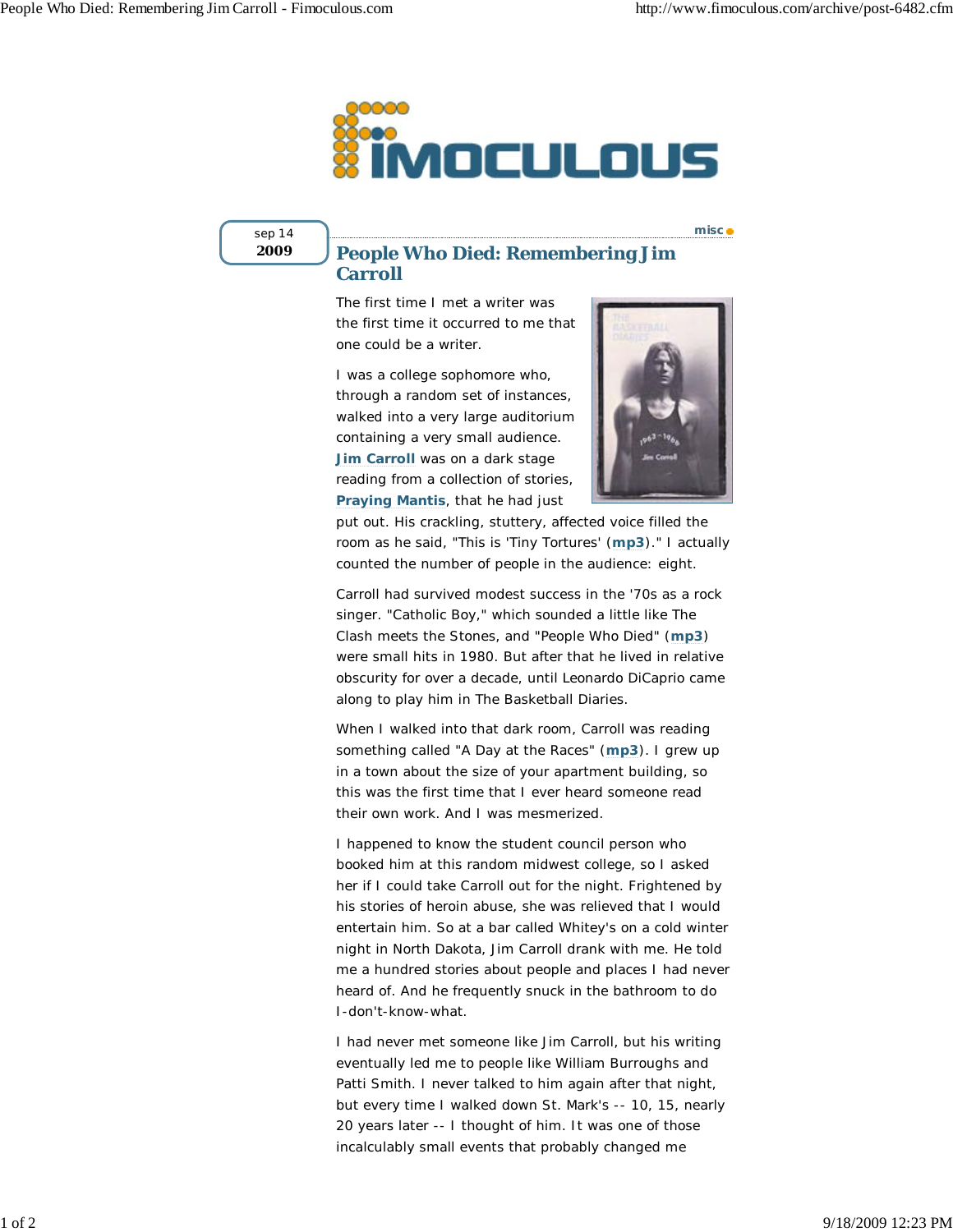sep 14
**2009**

misc

# People Who Died: Remembering Jim Carroll

The first time I met a writer was the first time it occurred to me that one could be a writer.

I was a college sophomore who, through a random set of instances, walked into a very large auditorium containing a very small audience. **Jim Carroll** was on a dark stage reading from a collection of stories, **Praying Mantis**, that he had just put out. His crackling, stuttery, affected voice filled the room as he said, "This is 'Tiny Tortures' (**mp3**)." I actually counted the number of people in the audience: eight.

Carroll had survived modest success in the '70s as a rock singer. "Catholic Boy," which sounded a little like The Clash meets the Stones, and "People Who Died" (**mp3**) were small hits in 1980. But after that he lived in relative obscurity for over a decade, until Leonardo DiCaprio came along to play him in The Basketball Diaries.

When I walked into that dark room, Carroll was reading something called "A Day at the Races" (**mp3**). I grew up in a town about the size of your apartment building, so this was the first time that I ever heard someone read their own work. And I was mesmerized.

I happened to know the student council person who booked him at this random midwest college, so I asked her if I could take Carroll out for the night. Frightened by his stories of heroin abuse, she was relieved that I would entertain him. So at a bar called Whitey's on a cold winter night in North Dakota, Jim Carroll drank with me. He told me a hundred stories about people and places I had never heard of. And he frequently snuck in the bathroom to do I-don't-know-what.

I had never met someone like Jim Carroll, but his writing eventually led me to people like William Burroughs and Patti Smith. I never talked to him again after that night, but every time I walked down St. Mark's -- 10, 15, nearly 20 years later -- I thought of him. It was one of those incalculably small events that probably changed me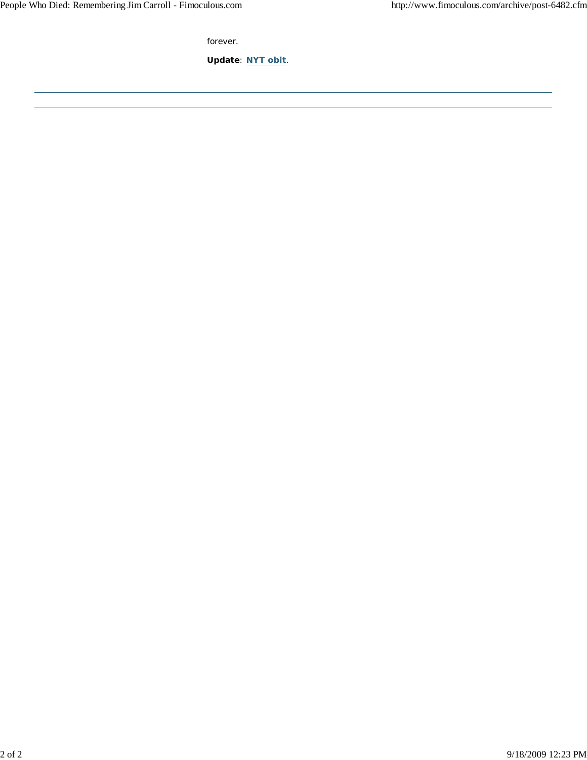forever.

**Update**: **NYT obit**.

---

---